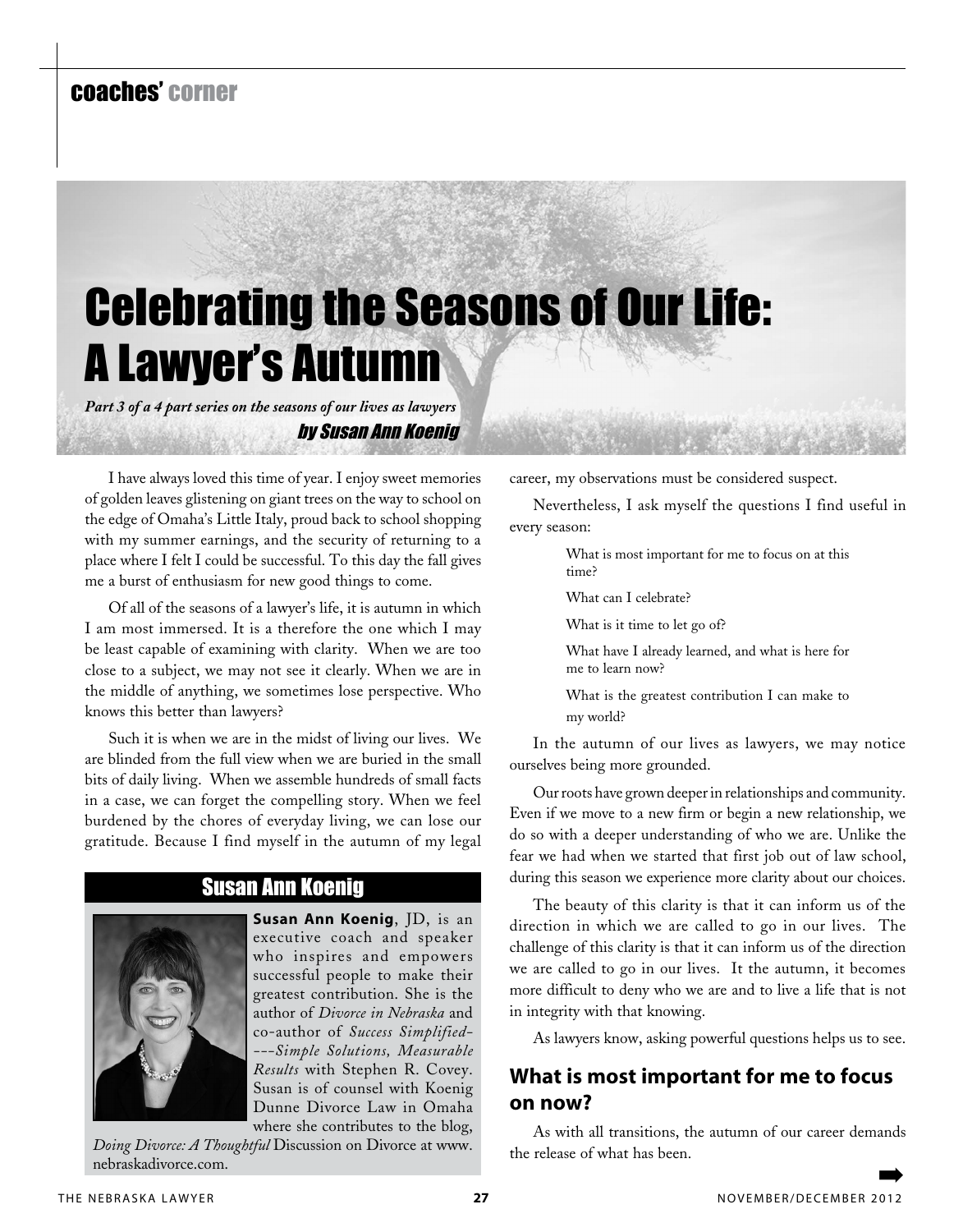coaches' corner

# Celebrating the Seasons of Our Life: A Lawyer's Autumn

*Part 3 of a 4 part series on the seasons of our lives as lawyers*

*by Susan Ann Koenig*

I have always loved this time of year. I enjoy sweet memories of golden leaves glistening on giant trees on the way to school on the edge of Omaha's Little Italy, proud back to school shopping with my summer earnings, and the security of returning to a place where I felt I could be successful. To this day the fall gives me a burst of enthusiasm for new good things to come.

Of all of the seasons of a lawyer's life, it is autumn in which I am most immersed. It is a therefore the one which I may be least capable of examining with clarity. When we are too close to a subject, we may not see it clearly. When we are in the middle of anything, we sometimes lose perspective. Who knows this better than lawyers?

Such it is when we are in the midst of living our lives. We are blinded from the full view when we are buried in the small bits of daily living. When we assemble hundreds of small facts in a case, we can forget the compelling story. When we feel burdened by the chores of everyday living, we can lose our gratitude. Because I find myself in the autumn of my legal career, my observations must be considered suspect.

Nevertheless, I ask myself the questions I find useful in every season:

> What is most important for me to focus on at this time?
>
> What can I celebrate?
>
> What is it time to let go of?
>
> What have I already learned, and what is here for me to learn now?
>
> What is the greatest contribution I can make to my world?

In the autumn of our lives as lawyers, we may notice ourselves being more grounded.

Our roots have grown deeper in relationships and community. Even if we move to a new firm or begin a new relationship, we do so with a deeper understanding of who we are. Unlike the fear we had when we started that first job out of law school, during this season we experience more clarity about our choices.

The beauty of this clarity is that it can inform us of the direction in which we are called to go in our lives. The challenge of this clarity is that it can inform us of the direction we are called to go in our lives. It the autumn, it becomes more difficult to deny who we are and to live a life that is not in integrity with that knowing.

As lawyers know, asking powerful questions helps us to see.

## What is most important for me to focus on now?

As with all transitions, the autumn of our career demands the release of what has been.

---

**Susan Ann Koenig**

**Susan Ann Koenig**, JD, is an executive coach and speaker who inspires and empowers successful people to make their greatest contribution. She is the author of *Divorce in Nebraska* and co-author of *Success Simplified----Simple Solutions, Measurable Results* with Stephen R. Covey. Susan is of counsel with Koenig Dunne Divorce Law in Omaha where she contributes to the blog, *Doing Divorce: A Thoughtful* Discussion on Divorce at www.nebraskadivorce.com.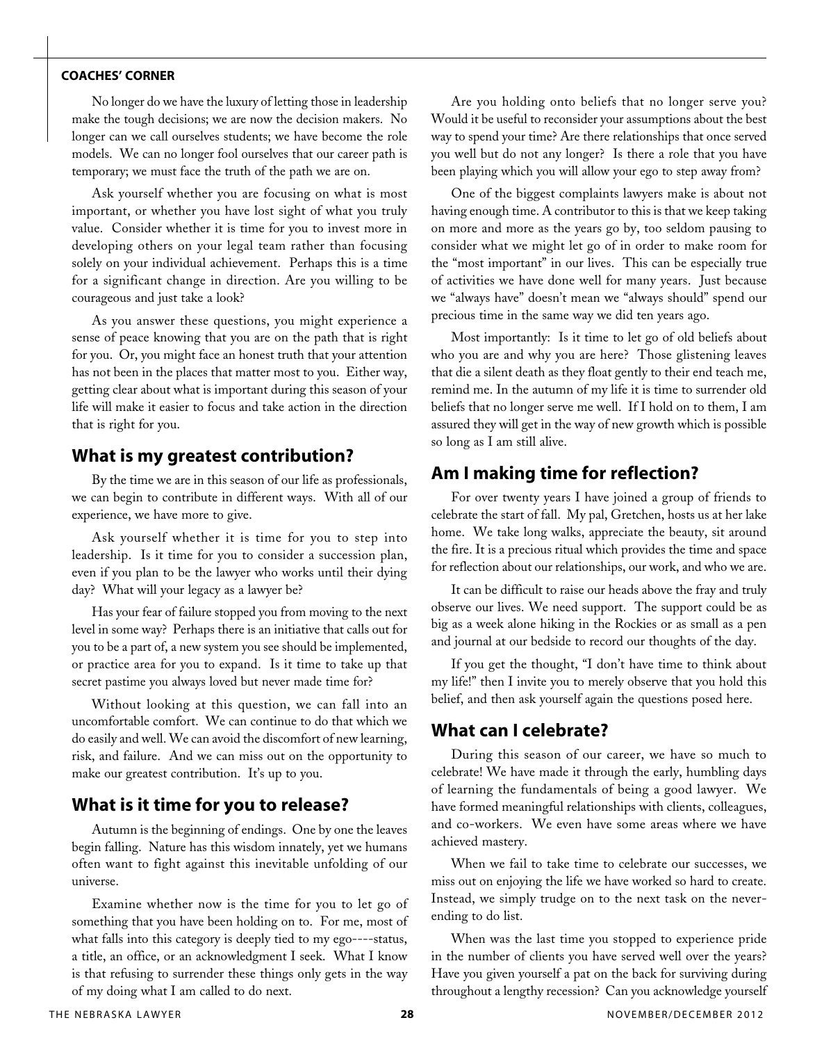No longer do we have the luxury of letting those in leadership make the tough decisions; we are now the decision makers. No longer can we call ourselves students; we have become the role models. We can no longer fool ourselves that our career path is temporary; we must face the truth of the path we are on.

Ask yourself whether you are focusing on what is most important, or whether you have lost sight of what you truly value. Consider whether it is time for you to invest more in developing others on your legal team rather than focusing solely on your individual achievement. Perhaps this is a time for a significant change in direction. Are you willing to be courageous and just take a look?

As you answer these questions, you might experience a sense of peace knowing that you are on the path that is right for you. Or, you might face an honest truth that your attention has not been in the places that matter most to you. Either way, getting clear about what is important during this season of your life will make it easier to focus and take action in the direction that is right for you.

## What is my greatest contribution?

By the time we are in this season of our life as professionals, we can begin to contribute in different ways. With all of our experience, we have more to give.

Ask yourself whether it is time for you to step into leadership. Is it time for you to consider a succession plan, even if you plan to be the lawyer who works until their dying day? What will your legacy as a lawyer be?

Has your fear of failure stopped you from moving to the next level in some way? Perhaps there is an initiative that calls out for you to be a part of, a new system you see should be implemented, or practice area for you to expand. Is it time to take up that secret pastime you always loved but never made time for?

Without looking at this question, we can fall into an uncomfortable comfort. We can continue to do that which we do easily and well. We can avoid the discomfort of new learning, risk, and failure. And we can miss out on the opportunity to make our greatest contribution. It's up to you.

## What is it time for you to release?

Autumn is the beginning of endings. One by one the leaves begin falling. Nature has this wisdom innately, yet we humans often want to fight against this inevitable unfolding of our universe.

Examine whether now is the time for you to let go of something that you have been holding on to. For me, most of what falls into this category is deeply tied to my ego----status, a title, an office, or an acknowledgment I seek. What I know is that refusing to surrender these things only gets in the way of my doing what I am called to do next.

Are you holding onto beliefs that no longer serve you? Would it be useful to reconsider your assumptions about the best way to spend your time? Are there relationships that once served you well but do not any longer? Is there a role that you have been playing which you will allow your ego to step away from?

One of the biggest complaints lawyers make is about not having enough time. A contributor to this is that we keep taking on more and more as the years go by, too seldom pausing to consider what we might let go of in order to make room for the "most important" in our lives. This can be especially true of activities we have done well for many years. Just because we "always have" doesn't mean we "always should" spend our precious time in the same way we did ten years ago.

Most importantly: Is it time to let go of old beliefs about who you are and why you are here? Those glistening leaves that die a silent death as they float gently to their end teach me, remind me. In the autumn of my life it is time to surrender old beliefs that no longer serve me well. If I hold on to them, I am assured they will get in the way of new growth which is possible so long as I am still alive.

## Am I making time for reflection?

For over twenty years I have joined a group of friends to celebrate the start of fall. My pal, Gretchen, hosts us at her lake home. We take long walks, appreciate the beauty, sit around the fire. It is a precious ritual which provides the time and space for reflection about our relationships, our work, and who we are.

It can be difficult to raise our heads above the fray and truly observe our lives. We need support. The support could be as big as a week alone hiking in the Rockies or as small as a pen and journal at our bedside to record our thoughts of the day.

If you get the thought, "I don't have time to think about my life!" then I invite you to merely observe that you hold this belief, and then ask yourself again the questions posed here.

## What can I celebrate?

During this season of our career, we have so much to celebrate! We have made it through the early, humbling days of learning the fundamentals of being a good lawyer. We have formed meaningful relationships with clients, colleagues, and co-workers. We even have some areas where we have achieved mastery.

When we fail to take time to celebrate our successes, we miss out on enjoying the life we have worked so hard to create. Instead, we simply trudge on to the next task on the never-ending to do list.

When was the last time you stopped to experience pride in the number of clients you have served well over the years? Have you given yourself a pat on the back for surviving during throughout a lengthy recession? Can you acknowledge yourself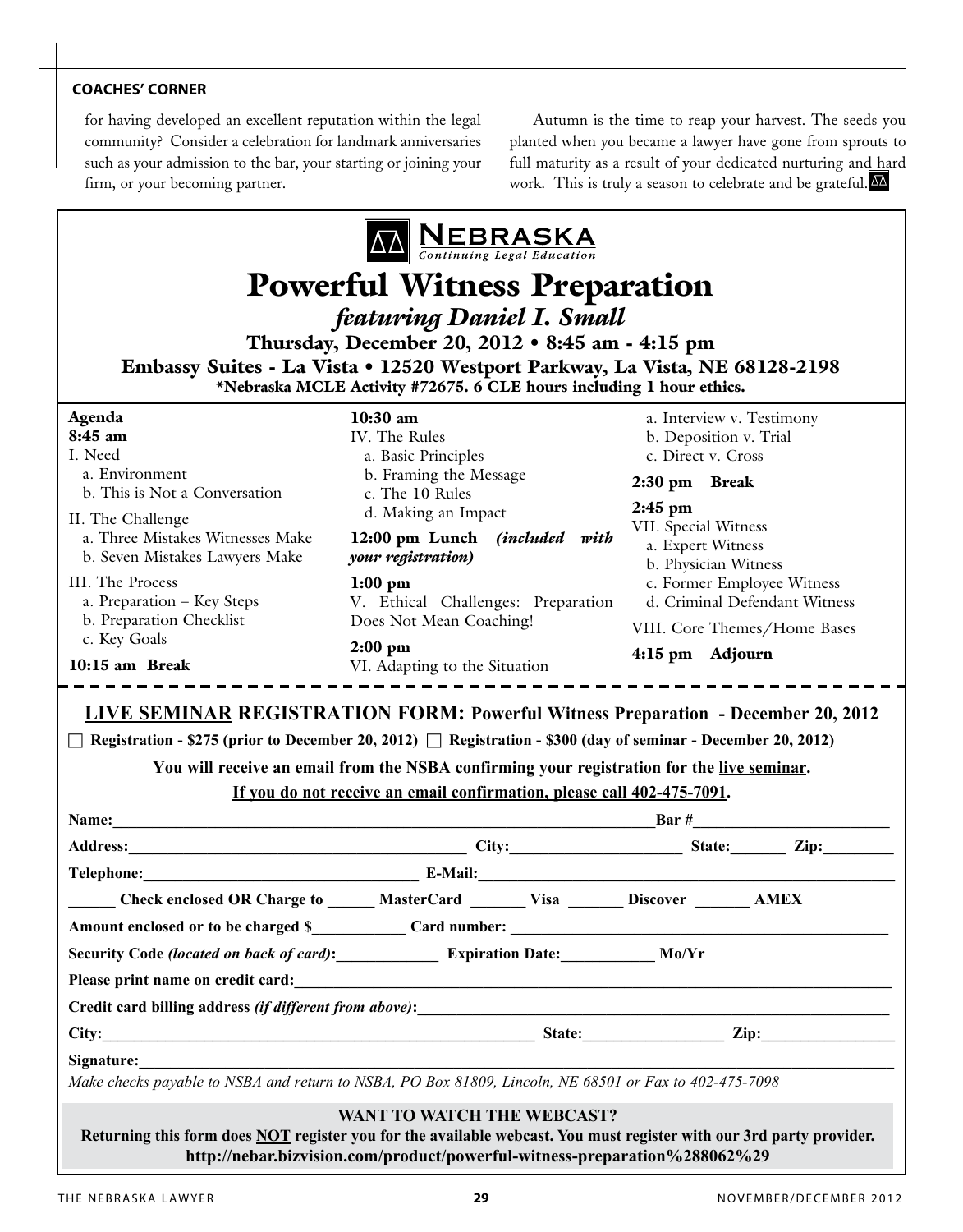**COACHES' CORNER**

for having developed an excellent reputation within the legal community? Consider a celebration for landmark anniversaries such as your admission to the bar, your starting or joining your firm, or your becoming partner.

Autumn is the time to reap your harvest. The seeds you planted when you became a lawyer have gone from sprouts to full maturity as a result of your dedicated nurturing and hard work. This is truly a season to celebrate and be grateful.

---

**NEBRASKA** *Continuing Legal Education*

# Powerful Witness Preparation

## *featuring Daniel I. Small*

**Thursday, December 20, 2012 • 8:45 am - 4:15 pm**

**Embassy Suites - La Vista • 12520 Westport Parkway, La Vista, NE 68128-2198**

**\*Nebraska MCLE Activity #72675. 6 CLE hours including 1 hour ethics.**

**Agenda**

**8:45 am**

I. Need
  a. Environment
  b. This is Not a Conversation

II. The Challenge
  a. Three Mistakes Witnesses Make
  b. Seven Mistakes Lawyers Make

III. The Process
  a. Preparation – Key Steps
  b. Preparation Checklist
  c. Key Goals

**10:15 am Break**

**10:30 am**

IV. The Rules
  a. Basic Principles
  b. Framing the Message
  c. The 10 Rules
  d. Making an Impact

**12:00 pm Lunch** *(included with your registration)*

**1:00 pm**

V. Ethical Challenges: Preparation Does Not Mean Coaching!

**2:00 pm**

VI. Adapting to the Situation
  a. Interview v. Testimony
  b. Deposition v. Trial
  c. Direct v. Cross

**2:30 pm Break**

**2:45 pm**

VII. Special Witness
  a. Expert Witness
  b. Physician Witness
  c. Former Employee Witness
  d. Criminal Defendant Witness

VIII. Core Themes/Home Bases

**4:15 pm Adjourn**

---

**LIVE SEMINAR REGISTRATION FORM: Powerful Witness Preparation - December 20, 2012**

☐ **Registration - $275 (prior to December 20, 2012)** ☐ **Registration - $300 (day of seminar - December 20, 2012)**

**You will receive an email from the NSBA confirming your registration for the live seminar.**

**If you do not receive an email confirmation, please call 402-475-7091.**

**Name:**_______________________________________________ **Bar #**___________________

**Address:**_________________________________ **City:**___________________ **State:**_______ **Zip:**________

**Telephone:**___________________________ **E-Mail:**_______________________________________

______ **Check enclosed OR Charge to** ______ **MasterCard** _______ **Visa** _______ **Discover** _______ **AMEX**

**Amount enclosed or to be charged $**___________ **Card number:** ___________________________________

**Security Code** ***(located on back of card)*****:**____________ **Expiration Date:**___________ **Mo/Yr**

**Please print name on credit card:**_______________________________________________________

**Credit card billing address** ***(if different from above)*****:**_______________________________________

**City:**_____________________________________________ **State:**________________ **Zip:**_______________

**Signature:**__________________________________________________________________________

*Make checks payable to NSBA and return to NSBA, PO Box 81809, Lincoln, NE 68501 or Fax to 402-475-7098*

**WANT TO WATCH THE WEBCAST?**

**Returning this form does NOT register you for the available webcast. You must register with our 3rd party provider.**

**http://nebar.bizvision.com/product/powerful-witness-preparation%288062%29**